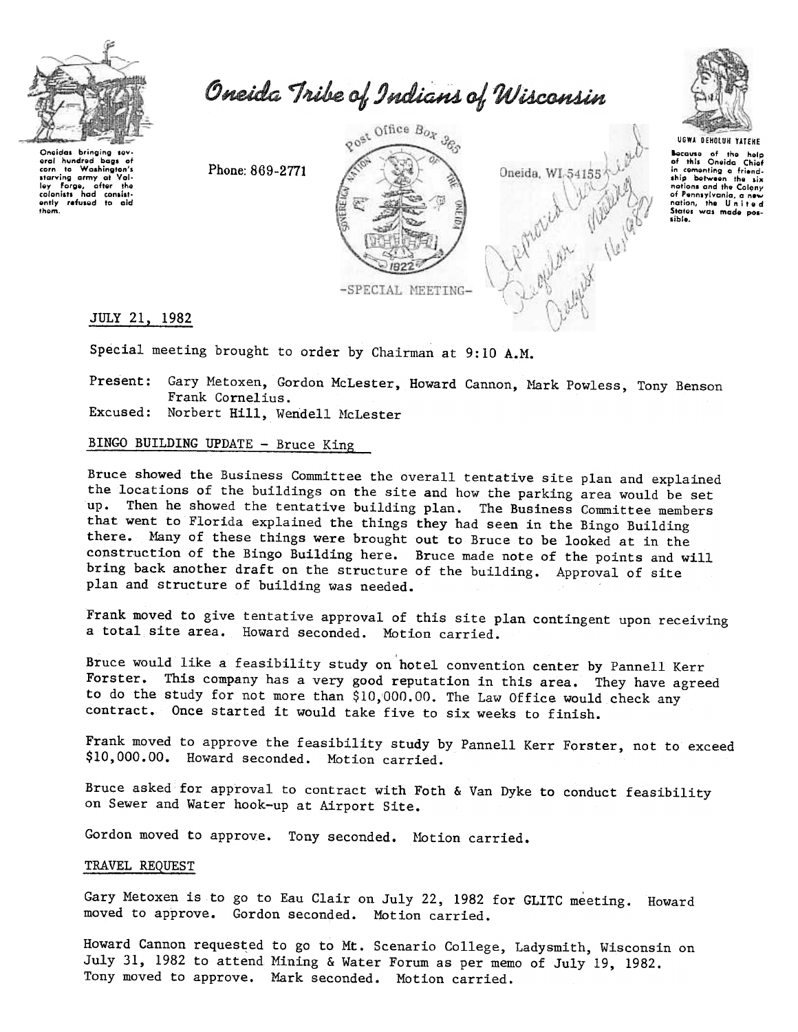# Oneida Tribe of Indians of Wisconsin

Oneidas bringing several hundred bags of corn to Washington's starving army at Valley Forge, after the colonists had consistently refused to aid them.

Phone: 869-2771

Post Office Box 365

Oneida, WI 54155

UGWA DEHOLUH YATEHE

Because of the help of this Oneida Chief in cementing a friendship between the six nations and the Colony of Pennsylvania, a new nation, the United States was made possible.

Approved Unchanged Regular Meeting August 16, 1982

-SPECIAL MEETING-

JULY 21, 1982

Special meeting brought to order by Chairman at 9:10 A.M.

Present: Gary Metoxen, Gordon McLester, Howard Cannon, Mark Powless, Tony Benson Frank Cornelius.
Excused: Norbert Hill, Wendell McLester

## BINGO BUILDING UPDATE - Bruce King

Bruce showed the Business Committee the overall tentative site plan and explained the locations of the buildings on the site and how the parking area would be set up. Then he showed the tentative building plan. The Business Committee members that went to Florida explained the things they had seen in the Bingo Building there. Many of these things were brought out to Bruce to be looked at in the construction of the Bingo Building here. Bruce made note of the points and will bring back another draft on the structure of the building. Approval of site plan and structure of building was needed.

Frank moved to give tentative approval of this site plan contingent upon receiving a total site area. Howard seconded. Motion carried.

Bruce would like a feasibility study on hotel convention center by Pannell Kerr Forster. This company has a very good reputation in this area. They have agreed to do the study for not more than $10,000.00. The Law Office would check any contract. Once started it would take five to six weeks to finish.

Frank moved to approve the feasibility study by Pannell Kerr Forster, not to exceed $10,000.00. Howard seconded. Motion carried.

Bruce asked for approval to contract with Foth & Van Dyke to conduct feasibility on Sewer and Water hook-up at Airport Site.

Gordon moved to approve. Tony seconded. Motion carried.

## TRAVEL REQUEST

Gary Metoxen is to go to Eau Clair on July 22, 1982 for GLITC meeting. Howard moved to approve. Gordon seconded. Motion carried.

Howard Cannon requested to go to Mt. Scenario College, Ladysmith, Wisconsin on July 31, 1982 to attend Mining & Water Forum as per memo of July 19, 1982. Tony moved to approve. Mark seconded. Motion carried.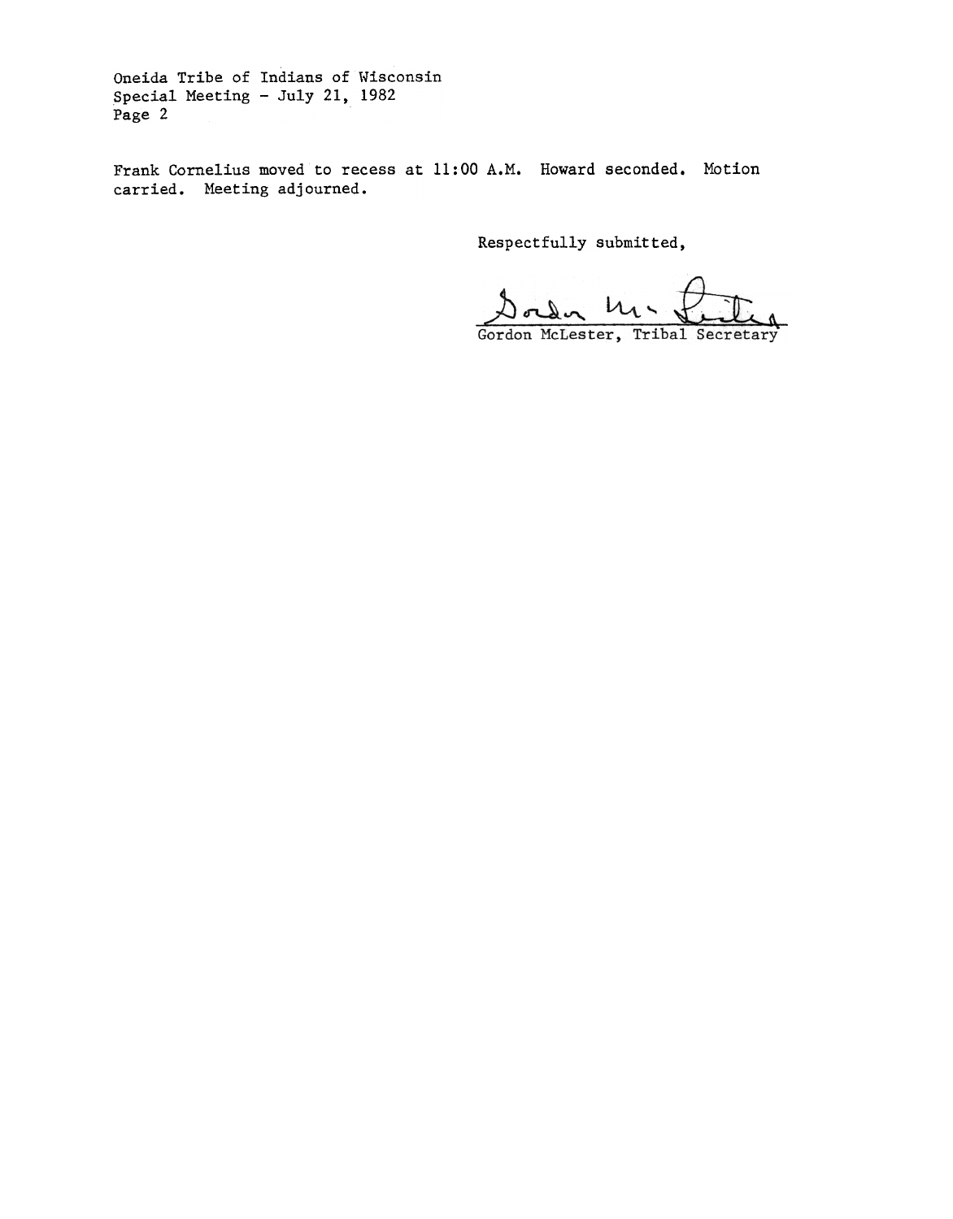Frank Cornelius moved to recess at 11:00 A.M. Howard seconded. Motion carried. Meeting adjourned.

Respectfully submitted,

Gordon McLester, Tribal Secretary